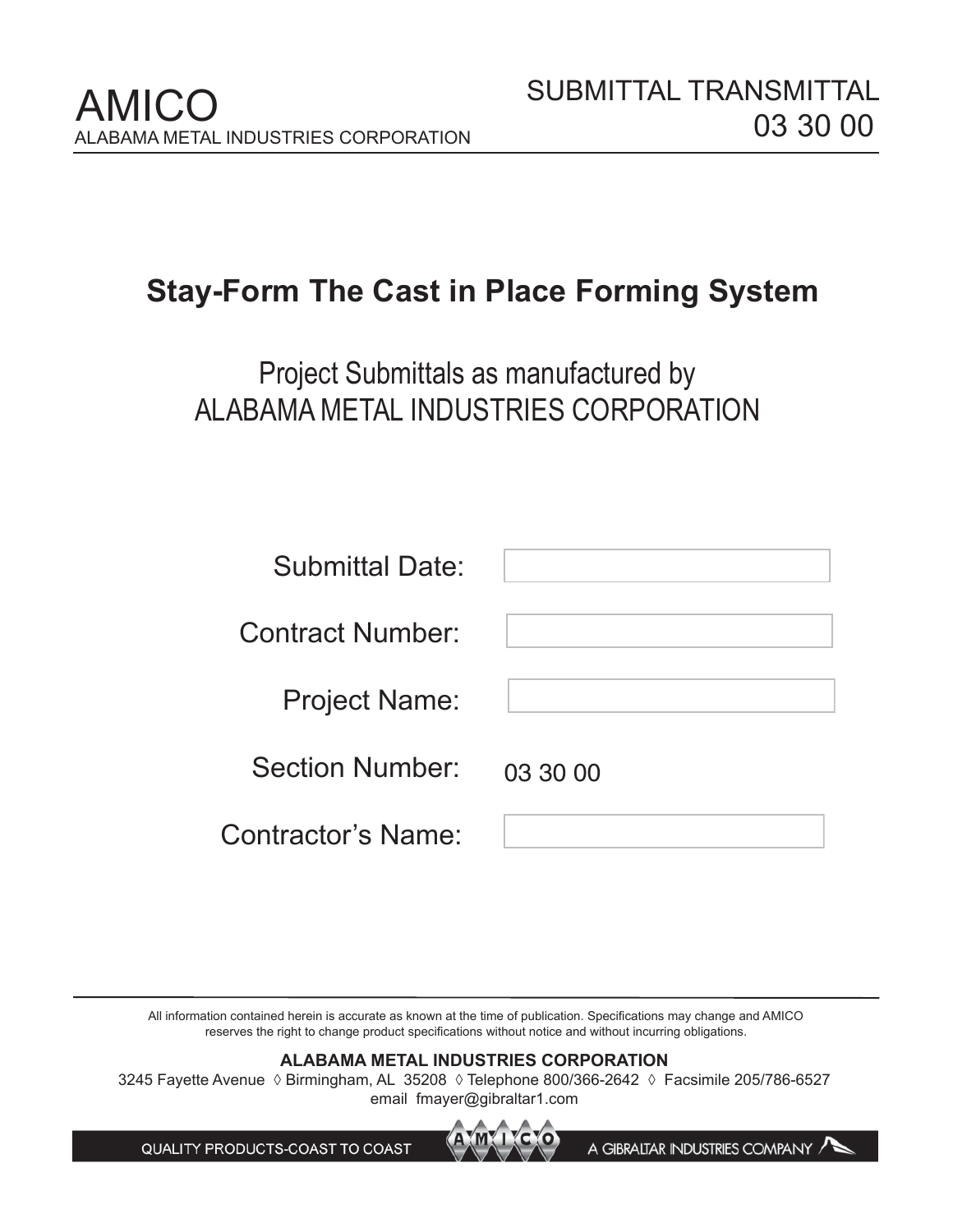# AMICO

ALABAMA METAL INDUSTRIES CORPORATION

SUBMITTAL TRANSMITTAL
03 30 00

## Stay-Form The Cast in Place Forming System

Project Submittals as manufactured by
ALABAMA METAL INDUSTRIES CORPORATION

| | |
|---|---|
| Submittal Date: | |
| Contract Number: | |
| Project Name: | |
| Section Number: | 03 30 00 |
| Contractor's Name: | |

All information contained herein is accurate as known at the time of publication. Specifications may change and AMICO reserves the right to change product specifications without notice and without incurring obligations.

**ALABAMA METAL INDUSTRIES CORPORATION**
3245 Fayette Avenue ◊ Birmingham, AL 35208 ◊ Telephone 800/366-2642 ◊ Facsimile 205/786-6527
email fmayer@gibraltar1.com

QUALITY PRODUCTS-COAST TO COAST AMICO A GIBRALTAR INDUSTRIES COMPANY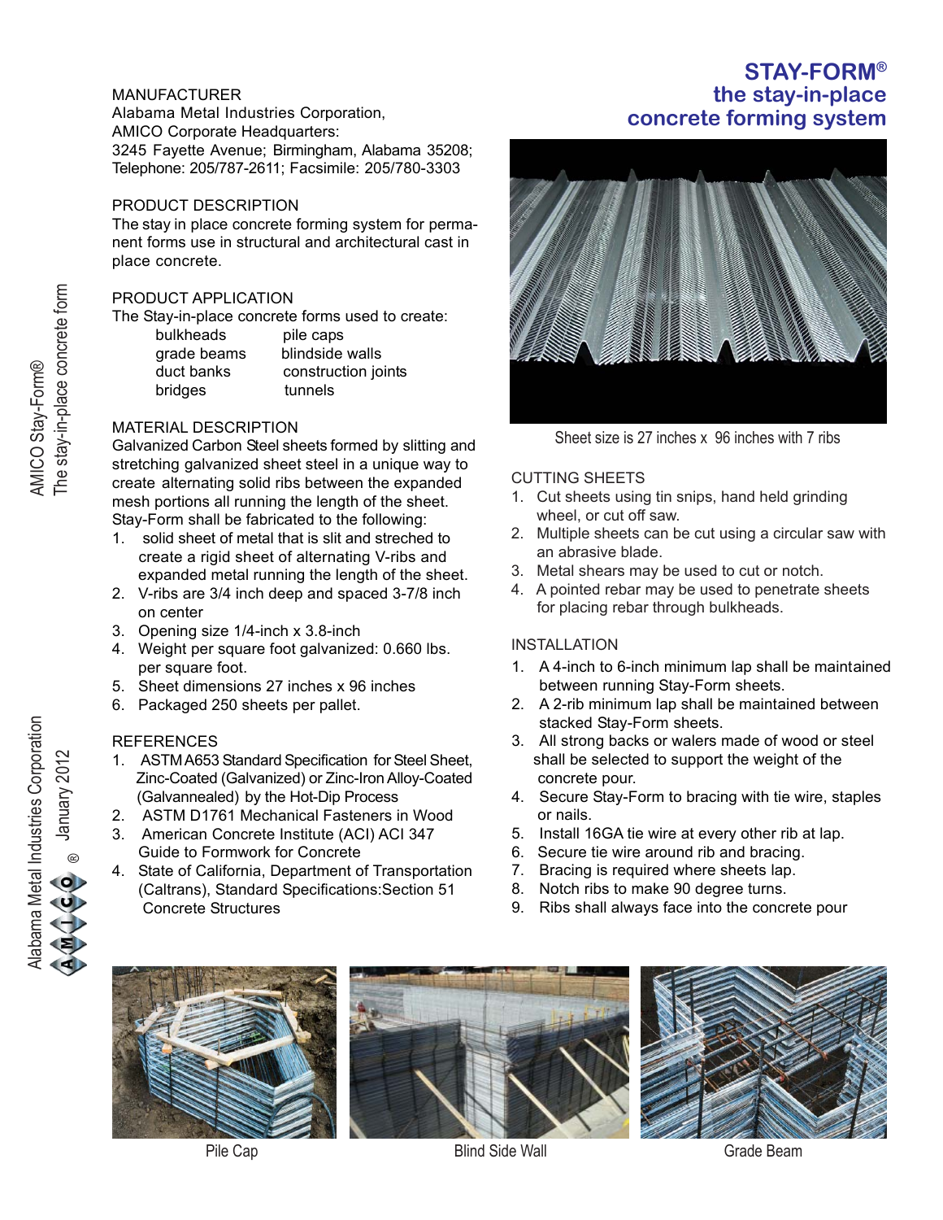# STAY-FORM®
## the stay-in-place concrete forming system

MANUFACTURER
Alabama Metal Industries Corporation,
AMICO Corporate Headquarters:
3245 Fayette Avenue; Birmingham, Alabama 35208;
Telephone: 205/787-2611; Facsimile: 205/780-3303

PRODUCT DESCRIPTION
The stay in place concrete forming system for permanent forms use in structural and architectural cast in place concrete.

PRODUCT APPLICATION
The Stay-in-place concrete forms used to create:

| | |
|---|---|
| bulkheads | pile caps |
| grade beams | blindside walls |
| duct banks | construction joints |
| bridges | tunnels |

MATERIAL DESCRIPTION
Galvanized Carbon Steel sheets formed by slitting and stretching galvanized sheet steel in a unique way to create alternating solid ribs between the expanded mesh portions all running the length of the sheet. Stay-Form shall be fabricated to the following:

1. solid sheet of metal that is slit and streched to create a rigid sheet of alternating V-ribs and expanded metal running the length of the sheet.
2. V-ribs are 3/4 inch deep and spaced 3-7/8 inch on center
3. Opening size 1/4-inch x 3.8-inch
4. Weight per square foot galvanized: 0.660 lbs. per square foot.
5. Sheet dimensions 27 inches x 96 inches
6. Packaged 250 sheets per pallet.

REFERENCES
1. ASTM A653 Standard Specification for Steel Sheet, Zinc-Coated (Galvanized) or Zinc-Iron Alloy-Coated (Galvannealed) by the Hot-Dip Process
2. ASTM D1761 Mechanical Fasteners in Wood
3. American Concrete Institute (ACI) ACI 347 Guide to Formwork for Concrete
4. State of California, Department of Transportation (Caltrans), Standard Specifications:Section 51 Concrete Structures

Sheet size is 27 inches x 96 inches with 7 ribs

CUTTING SHEETS
1. Cut sheets using tin snips, hand held grinding wheel, or cut off saw.
2. Multiple sheets can be cut using a circular saw with an abrasive blade.
3. Metal shears may be used to cut or notch.
4. A pointed rebar may be used to penetrate sheets for placing rebar through bulkheads.

INSTALLATION
1. A 4-inch to 6-inch minimum lap shall be maintained between running Stay-Form sheets.
2. A 2-rib minimum lap shall be maintained between stacked Stay-Form sheets.
3. All strong backs or walers made of wood or steel shall be selected to support the weight of the concrete pour.
4. Secure Stay-Form to bracing with tie wire, staples or nails.
5. Install 16GA tie wire at every other rib at lap.
6. Secure tie wire around rib and bracing.
7. Bracing is required where sheets lap.
8. Notch ribs to make 90 degree turns.
9. Ribs shall always face into the concrete pour

Pile Cap

Blind Side Wall

Grade Beam

AMICO Stay-Form® The stay-in-place concrete form

Alabama Metal Industries Corporation January 2012